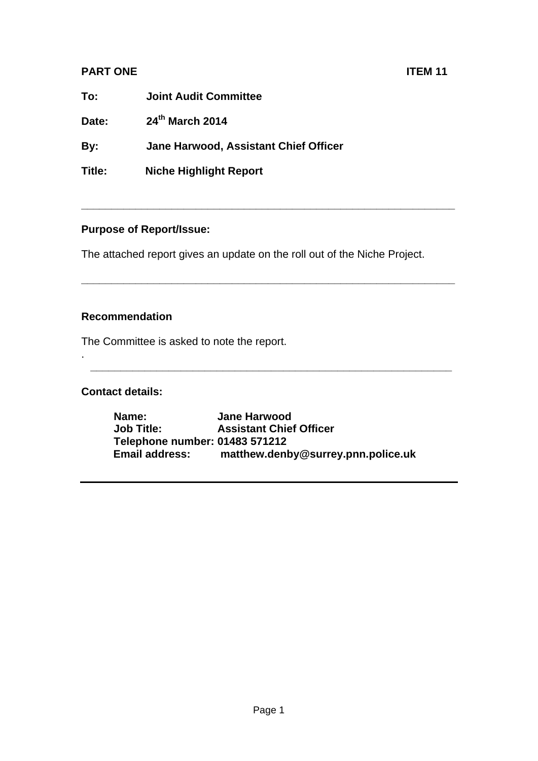**PART ONE** **ITEM 11**

**To:** **Joint Audit Committee**

**Date:** **24th March 2014**

**By:** **Jane Harwood, Assistant Chief Officer**

**Title:** **Niche Highlight Report**

---

**Purpose of Report/Issue:**

The attached report gives an update on the roll out of the Niche Project.

---

**Recommendation**

The Committee is asked to note the report.

.

---

**Contact details:**

**Name:** **Jane Harwood**
**Job Title:** **Assistant Chief Officer**
**Telephone number: 01483 571212**
**Email address:** **matthew.denby@surrey.pnn.police.uk**

---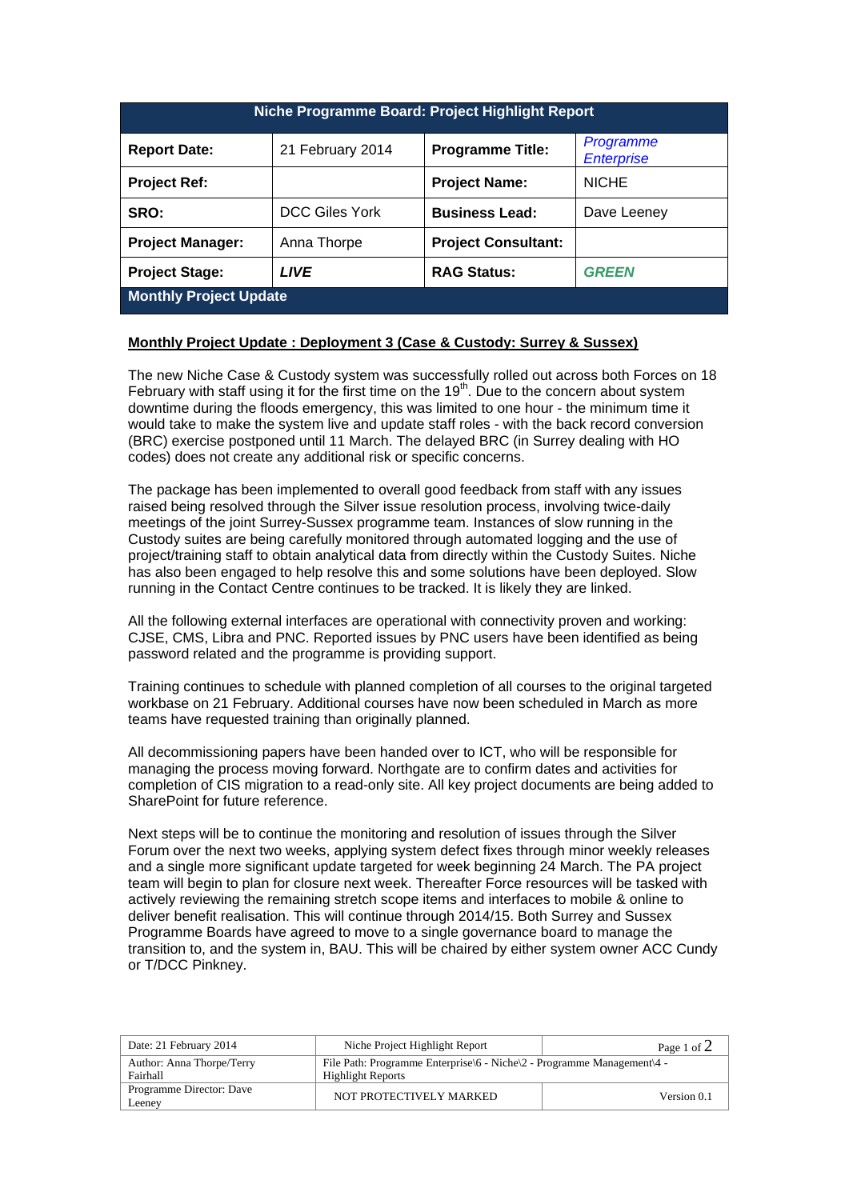| Niche Programme Board: Project Highlight Report | | | |
|---|---|---|---|
| **Report Date:** | 21 February 2014 | **Programme Title:** | *Programme Enterprise* |
| **Project Ref:** | | **Project Name:** | NICHE |
| **SRO:** | DCC Giles York | **Business Lead:** | Dave Leeney |
| **Project Manager:** | Anna Thorpe | **Project Consultant:** | |
| **Project Stage:** | ***LIVE*** | **RAG Status:** | ***GREEN*** |
| **Monthly Project Update** | | | |

**Monthly Project Update : Deployment 3 (Case & Custody: Surrey & Sussex)**

The new Niche Case & Custody system was successfully rolled out across both Forces on 18 February with staff using it for the first time on the 19th. Due to the concern about system downtime during the floods emergency, this was limited to one hour - the minimum time it would take to make the system live and update staff roles - with the back record conversion (BRC) exercise postponed until 11 March. The delayed BRC (in Surrey dealing with HO codes) does not create any additional risk or specific concerns.

The package has been implemented to overall good feedback from staff with any issues raised being resolved through the Silver issue resolution process, involving twice-daily meetings of the joint Surrey-Sussex programme team. Instances of slow running in the Custody suites are being carefully monitored through automated logging and the use of project/training staff to obtain analytical data from directly within the Custody Suites. Niche has also been engaged to help resolve this and some solutions have been deployed. Slow running in the Contact Centre continues to be tracked. It is likely they are linked.

All the following external interfaces are operational with connectivity proven and working: CJSE, CMS, Libra and PNC. Reported issues by PNC users have been identified as being password related and the programme is providing support.

Training continues to schedule with planned completion of all courses to the original targeted workbase on 21 February. Additional courses have now been scheduled in March as more teams have requested training than originally planned.

All decommissioning papers have been handed over to ICT, who will be responsible for managing the process moving forward. Northgate are to confirm dates and activities for completion of CIS migration to a read-only site. All key project documents are being added to SharePoint for future reference.

Next steps will be to continue the monitoring and resolution of issues through the Silver Forum over the next two weeks, applying system defect fixes through minor weekly releases and a single more significant update targeted for week beginning 24 March. The PA project team will begin to plan for closure next week. Thereafter Force resources will be tasked with actively reviewing the remaining stretch scope items and interfaces to mobile & online to deliver benefit realisation. This will continue through 2014/15. Both Surrey and Sussex Programme Boards have agreed to move to a single governance board to manage the transition to, and the system in, BAU. This will be chaired by either system owner ACC Cundy or T/DCC Pinkney.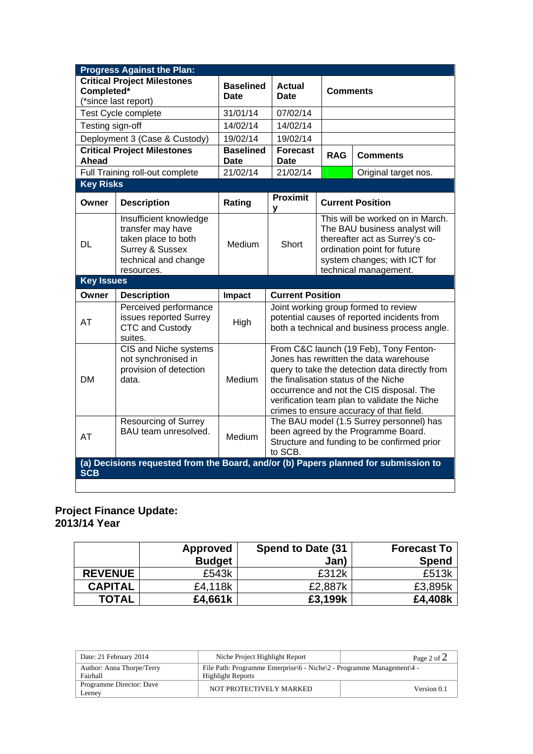**Progress Against the Plan:**

| Critical Project Milestones Completed* (*since last report) | Baselined Date | Actual Date | Comments |
|---|---|---|---|
| Test Cycle complete | 31/01/14 | 07/02/14 | |
| Testing sign-off | 14/02/14 | 14/02/14 | |
| Deployment 3 (Case & Custody) | 19/02/14 | 19/02/14 | |

| Critical Project Milestones Ahead | Baselined Date | Forecast Date | RAG | Comments |
|---|---|---|---|---|
| Full Training roll-out complete | 21/02/14 | 21/02/14 | | Original target nos. |

**Key Risks**

| Owner | Description | Rating | Proximity | Current Position |
|---|---|---|---|---|
| DL | Insufficient knowledge transfer may have taken place to both Surrey & Sussex technical and change resources. | Medium | Short | This will be worked on in March. The BAU business analyst will thereafter act as Surrey's co-ordination point for future system changes; with ICT for technical management. |

**Key Issues**

| Owner | Description | Impact | Current Position |
|---|---|---|---|
| AT | Perceived performance issues reported Surrey CTC and Custody suites. | High | Joint working group formed to review potential causes of reported incidents from both a technical and business process angle. |
| DM | CIS and Niche systems not synchronised in provision of detection data. | Medium | From C&C launch (19 Feb), Tony Fenton-Jones has rewritten the data warehouse query to take the detection data directly from the finalisation status of the Niche occurrence and not the CIS disposal. The verification team plan to validate the Niche crimes to ensure accuracy of that field. |
| AT | Resourcing of Surrey BAU team unresolved. | Medium | The BAU model (1.5 Surrey personnel) has been agreed by the Programme Board. Structure and funding to be confirmed prior to SCB. |

**(a) Decisions requested from the Board, and/or (b) Papers planned for submission to SCB**

## Project Finance Update:
## 2013/14 Year

| | Approved Budget | Spend to Date (31 Jan) | Forecast To Spend |
|---|---|---|---|
| **REVENUE** | £543k | £312k | £513k |
| **CAPITAL** | £4,118k | £2,887k | £3,895k |
| **TOTAL** | **£4,661k** | **£3,199k** | **£4,408k** |